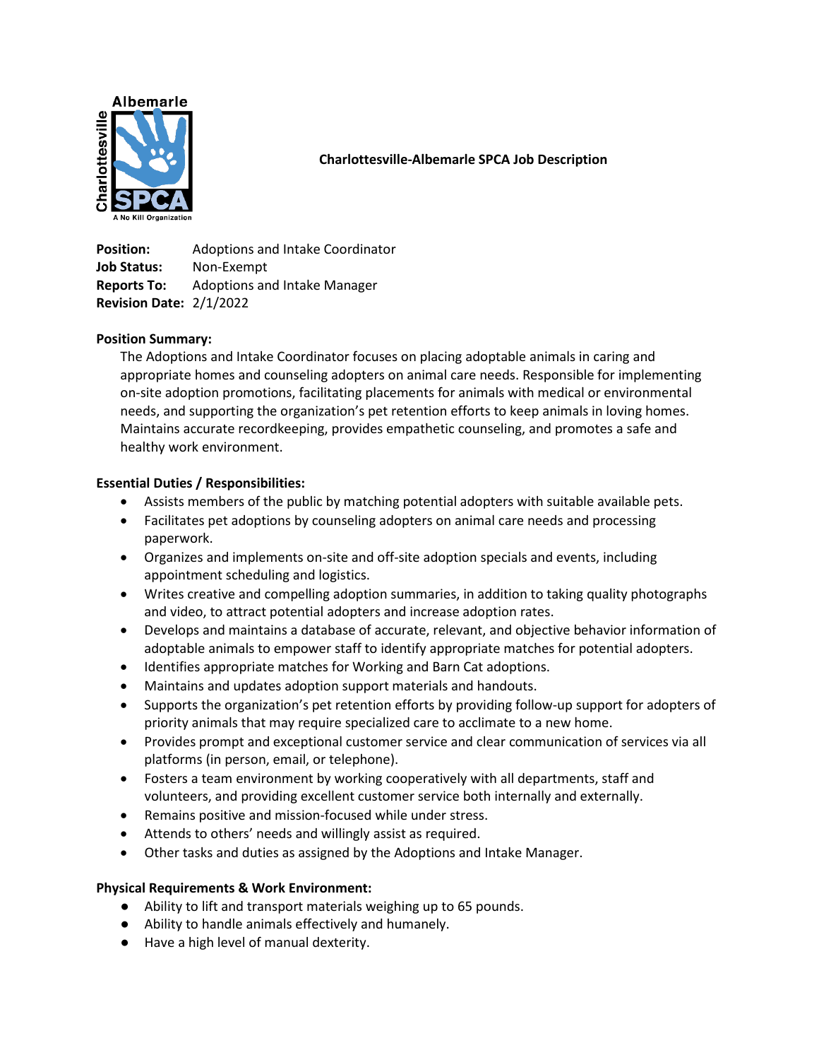**Charlottesville-Albemarle SPCA Job Description**

**Position:** Adoptions and Intake Coordinator
**Job Status:** Non-Exempt
**Reports To:** Adoptions and Intake Manager
**Revision Date:** 2/1/2022

**Position Summary:**

The Adoptions and Intake Coordinator focuses on placing adoptable animals in caring and appropriate homes and counseling adopters on animal care needs. Responsible for implementing on-site adoption promotions, facilitating placements for animals with medical or environmental needs, and supporting the organization's pet retention efforts to keep animals in loving homes. Maintains accurate recordkeeping, provides empathetic counseling, and promotes a safe and healthy work environment.

**Essential Duties / Responsibilities:**

- Assists members of the public by matching potential adopters with suitable available pets.
- Facilitates pet adoptions by counseling adopters on animal care needs and processing paperwork.
- Organizes and implements on-site and off-site adoption specials and events, including appointment scheduling and logistics.
- Writes creative and compelling adoption summaries, in addition to taking quality photographs and video, to attract potential adopters and increase adoption rates.
- Develops and maintains a database of accurate, relevant, and objective behavior information of adoptable animals to empower staff to identify appropriate matches for potential adopters.
- Identifies appropriate matches for Working and Barn Cat adoptions.
- Maintains and updates adoption support materials and handouts.
- Supports the organization's pet retention efforts by providing follow-up support for adopters of priority animals that may require specialized care to acclimate to a new home.
- Provides prompt and exceptional customer service and clear communication of services via all platforms (in person, email, or telephone).
- Fosters a team environment by working cooperatively with all departments, staff and volunteers, and providing excellent customer service both internally and externally.
- Remains positive and mission-focused while under stress.
- Attends to others' needs and willingly assist as required.
- Other tasks and duties as assigned by the Adoptions and Intake Manager.

**Physical Requirements & Work Environment:**

- Ability to lift and transport materials weighing up to 65 pounds.
- Ability to handle animals effectively and humanely.
- Have a high level of manual dexterity.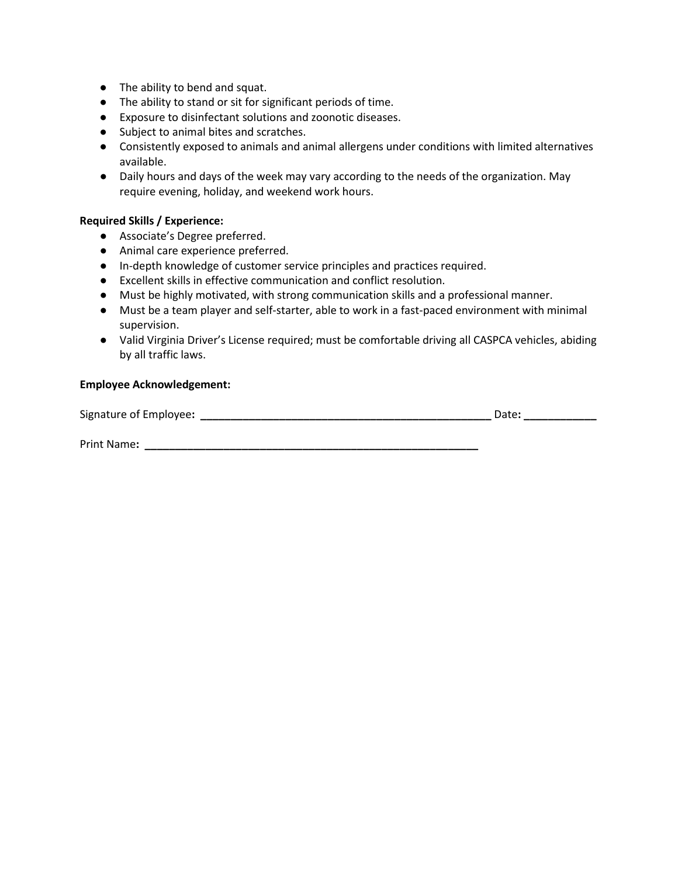- The ability to bend and squat.
- The ability to stand or sit for significant periods of time.
- Exposure to disinfectant solutions and zoonotic diseases.
- Subject to animal bites and scratches.
- Consistently exposed to animals and animal allergens under conditions with limited alternatives available.
- Daily hours and days of the week may vary according to the needs of the organization. May require evening, holiday, and weekend work hours.

**Required Skills / Experience:**

- Associate's Degree preferred.
- Animal care experience preferred.
- In-depth knowledge of customer service principles and practices required.
- Excellent skills in effective communication and conflict resolution.
- Must be highly motivated, with strong communication skills and a professional manner.
- Must be a team player and self-starter, able to work in a fast-paced environment with minimal supervision.
- Valid Virginia Driver's License required; must be comfortable driving all CASPCA vehicles, abiding by all traffic laws.

**Employee Acknowledgement:**

Signature of Employee**: \_\_\_\_\_\_\_\_\_\_\_\_\_\_\_\_\_\_\_\_\_\_\_\_\_\_\_\_\_\_\_\_\_\_\_\_\_\_\_\_\_\_\_\_\_\_** Date**: \_\_\_\_\_\_\_\_\_\_\_\_**

Print Name**: \_\_\_\_\_\_\_\_\_\_\_\_\_\_\_\_\_\_\_\_\_\_\_\_\_\_\_\_\_\_\_\_\_\_\_\_\_\_\_\_\_\_\_\_\_\_\_\_\_\_\_\_\_\_\_**